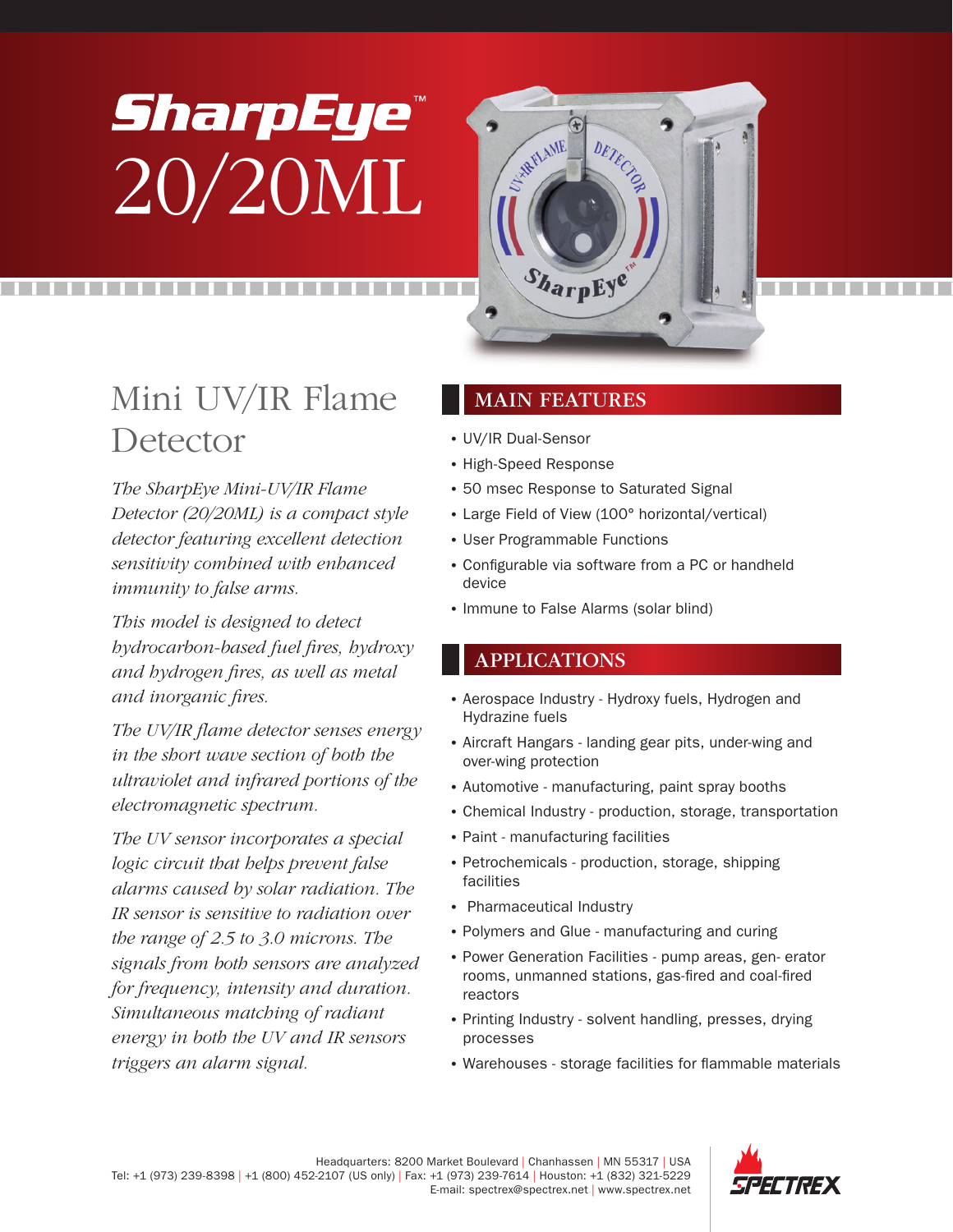# SharpEye™ 20/20ML

## Mini UV/IR Flame Detector

*The SharpEye Mini-UV/IR Flame Detector (20/20ML) is a compact style detector featuring excellent detection sensitivity combined with enhanced immunity to false arms.*

*This model is designed to detect hydrocarbon-based fuel fires, hydroxy and hydrogen fires, as well as metal and inorganic fires.*

*The UV/IR flame detector senses energy in the short wave section of both the ultraviolet and infrared portions of the electromagnetic spectrum.*

*The UV sensor incorporates a special logic circuit that helps prevent false alarms caused by solar radiation. The IR sensor is sensitive to radiation over the range of 2.5 to 3.0 microns. The signals from both sensors are analyzed for frequency, intensity and duration. Simultaneous matching of radiant energy in both the UV and IR sensors triggers an alarm signal.*

## MAIN FEATURES

- UV/IR Dual-Sensor
- High-Speed Response
- 50 msec Response to Saturated Signal
- Large Field of View (100° horizontal/vertical)
- User Programmable Functions
- Configurable via software from a PC or handheld device
- Immune to False Alarms (solar blind)

## APPLICATIONS

- Aerospace Industry - Hydroxy fuels, Hydrogen and Hydrazine fuels
- Aircraft Hangars - landing gear pits, under-wing and over-wing protection
- Automotive - manufacturing, paint spray booths
- Chemical Industry - production, storage, transportation
- Paint - manufacturing facilities
- Petrochemicals - production, storage, shipping facilities
- Pharmaceutical Industry
- Polymers and Glue - manufacturing and curing
- Power Generation Facilities - pump areas, gen- erator rooms, unmanned stations, gas-fired and coal-fired reactors
- Printing Industry - solvent handling, presses, drying processes
- Warehouses - storage facilities for flammable materials

Headquarters: 8200 Market Boulevard | Chanhassen | MN 55317 | USA
Tel: +1 (973) 239-8398 | +1 (800) 452-2107 (US only) | Fax: +1 (973) 239-7614 | Houston: +1 (832) 321-5229
E-mail: spectrex@spectrex.net | www.spectrex.net

SPECTREX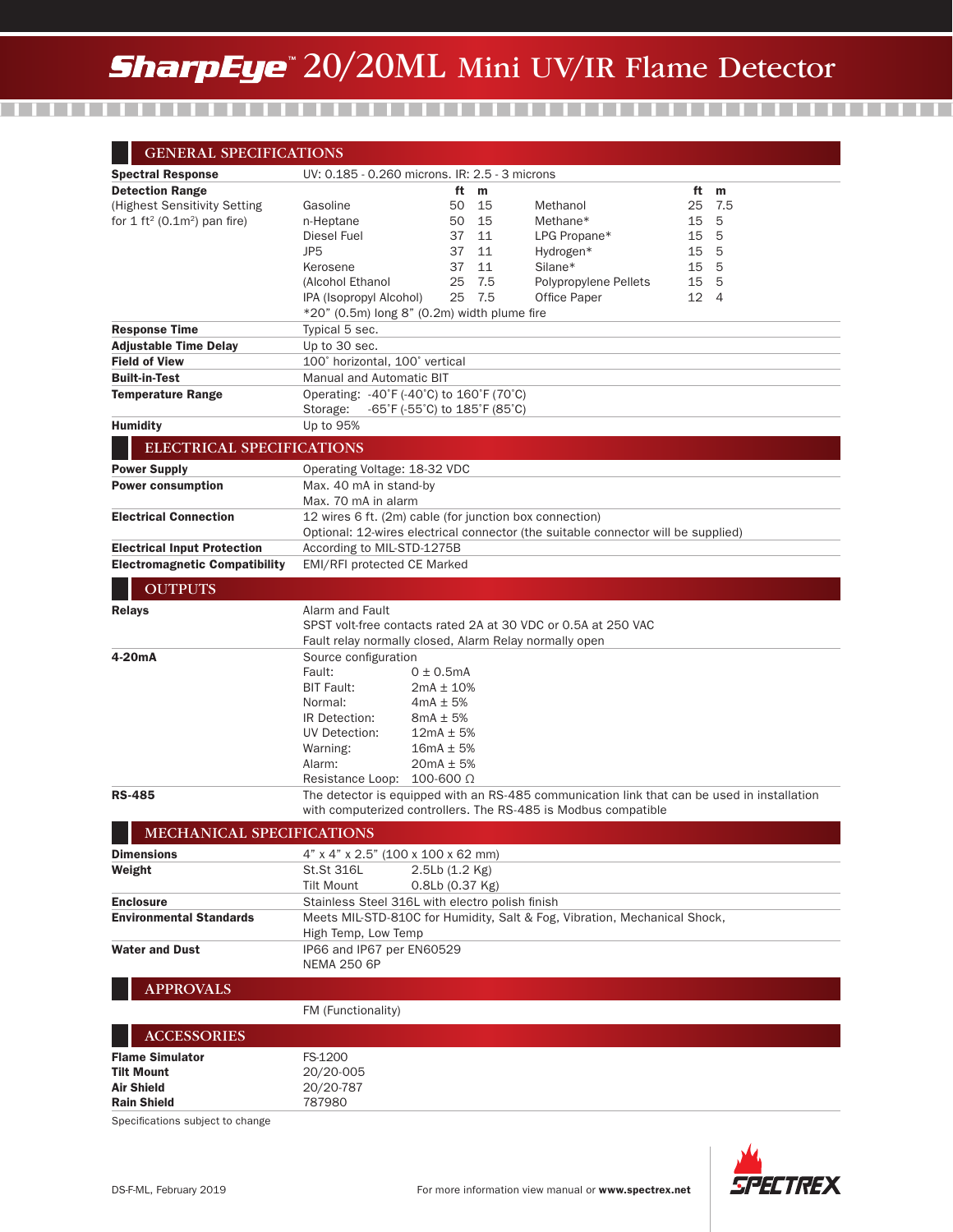# SharpEye™ 20/20ML Mini UV/IR Flame Detector

## GENERAL SPECIFICATIONS

| | |
|---|---|
| **Spectral Response** | UV: 0.185 - 0.260 microns. IR: 2.5 - 3 microns |

**Detection Range** (Highest Sensitivity Setting for 1 ft² (0.1m²) pan fire)

| Fuel | ft | m | Fuel | ft | m |
|---|---|---|---|---|---|
| Gasoline | 50 | 15 | Methanol | 25 | 7.5 |
| n-Heptane | 50 | 15 | Methane* | 15 | 5 |
| Diesel Fuel | 37 | 11 | LPG Propane* | 15 | 5 |
| JP5 | 37 | 11 | Hydrogen* | 15 | 5 |
| Kerosene | 37 | 11 | Silane* | 15 | 5 |
| (Alcohol Ethanol | 25 | 7.5 | Polypropylene Pellets | 15 | 5 |
| IPA (Isopropyl Alcohol) | 25 | 7.5 | Office Paper | 12 | 4 |

*20" (0.5m) long 8" (0.2m) width plume fire

| | |
|---|---|
| **Response Time** | Typical 5 sec. |
| **Adjustable Time Delay** | Up to 30 sec. |
| **Field of View** | 100˚ horizontal, 100˚ vertical |
| **Built-in-Test** | Manual and Automatic BIT |
| **Temperature Range** | Operating: -40˚F (-40˚C) to 160˚F (70˚C)<br>Storage: -65˚F (-55˚C) to 185˚F (85˚C) |
| **Humidity** | Up to 95% |

## ELECTRICAL SPECIFICATIONS

| | |
|---|---|
| **Power Supply** | Operating Voltage: 18-32 VDC |
| **Power consumption** | Max. 40 mA in stand-by<br>Max. 70 mA in alarm |
| **Electrical Connection** | 12 wires 6 ft. (2m) cable (for junction box connection)<br>Optional: 12-wires electrical connector (the suitable connector will be supplied) |
| **Electrical Input Protection** | According to MIL-STD-1275B |
| **Electromagnetic Compatibility** | EMI/RFI protected CE Marked |

## OUTPUTS

| | |
|---|---|
| **Relays** | Alarm and Fault<br>SPST volt-free contacts rated 2A at 30 VDC or 0.5A at 250 VAC<br>Fault relay normally closed, Alarm Relay normally open |
| **4-20mA** | Source configuration<br>Fault: 0 ± 0.5mA<br>BIT Fault: 2mA ± 10%<br>Normal: 4mA ± 5%<br>IR Detection: 8mA ± 5%<br>UV Detection: 12mA ± 5%<br>Warning: 16mA ± 5%<br>Alarm: 20mA ± 5%<br>Resistance Loop: 100-600 Ω |
| **RS-485** | The detector is equipped with an RS-485 communication link that can be used in installation with computerized controllers. The RS-485 is Modbus compatible |

## MECHANICAL SPECIFICATIONS

| | |
|---|---|
| **Dimensions** | 4" x 4" x 2.5" (100 x 100 x 62 mm) |
| **Weight** | St.St 316L 2.5Lb (1.2 Kg)<br>Tilt Mount 0.8Lb (0.37 Kg) |
| **Enclosure** | Stainless Steel 316L with electro polish finish |
| **Environmental Standards** | Meets MIL-STD-810C for Humidity, Salt & Fog, Vibration, Mechanical Shock, High Temp, Low Temp |
| **Water and Dust** | IP66 and IP67 per EN60529<br>NEMA 250 6P |

## APPROVALS

FM (Functionality)

## ACCESSORIES

| | |
|---|---|
| **Flame Simulator** | FS-1200 |
| **Tilt Mount** | 20/20-005 |
| **Air Shield** | 20/20-787 |
| **Rain Shield** | 787980 |

Specifications subject to change

DS-F-ML, February 2019

For more information view manual or **www.spectrex.net**

SPECTREX